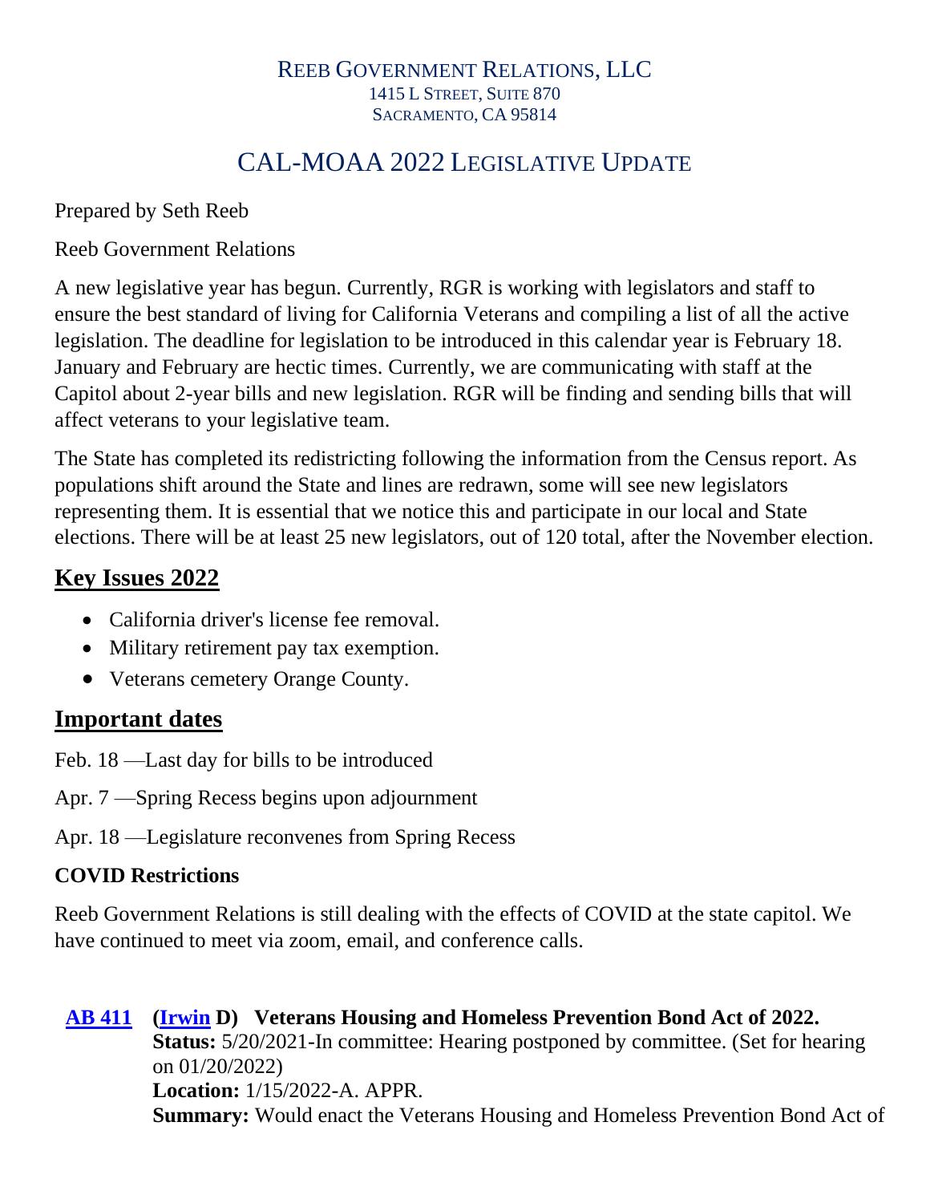REEB GOVERNMENT RELATIONS, LLC
1415 L STREET, SUITE 870
SACRAMENTO, CA 95814

# CAL-MOAA 2022 LEGISLATIVE UPDATE

Prepared by Seth Reeb

Reeb Government Relations

A new legislative year has begun. Currently, RGR is working with legislators and staff to ensure the best standard of living for California Veterans and compiling a list of all the active legislation. The deadline for legislation to be introduced in this calendar year is February 18. January and February are hectic times. Currently, we are communicating with staff at the Capitol about 2-year bills and new legislation. RGR will be finding and sending bills that will affect veterans to your legislative team.

The State has completed its redistricting following the information from the Census report. As populations shift around the State and lines are redrawn, some will see new legislators representing them. It is essential that we notice this and participate in our local and State elections. There will be at least 25 new legislators, out of 120 total, after the November election.

## Key Issues 2022

- California driver's license fee removal.
- Military retirement pay tax exemption.
- Veterans cemetery Orange County.

## Important dates

Feb. 18 —Last day for bills to be introduced

Apr. 7 —Spring Recess begins upon adjournment

Apr. 18 —Legislature reconvenes from Spring Recess

### COVID Restrictions

Reeb Government Relations is still dealing with the effects of COVID at the state capitol. We have continued to meet via zoom, email, and conference calls.

**AB 411** **(Irwin D) Veterans Housing and Homeless Prevention Bond Act of 2022.**
**Status:** 5/20/2021-In committee: Hearing postponed by committee. (Set for hearing on 01/20/2022)
**Location:** 1/15/2022-A. APPR.
**Summary:** Would enact the Veterans Housing and Homeless Prevention Bond Act of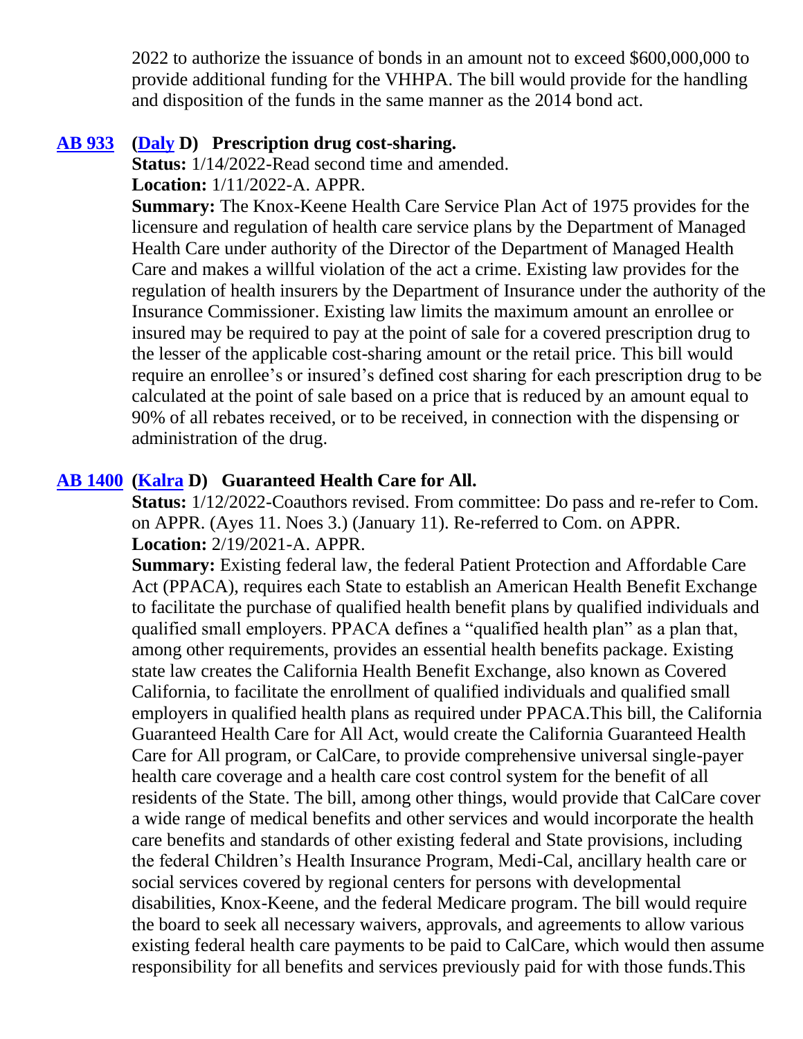2022 to authorize the issuance of bonds in an amount not to exceed $600,000,000 to provide additional funding for the VHHPA. The bill would provide for the handling and disposition of the funds in the same manner as the 2014 bond act.

**AB 933** **(Daly D) Prescription drug cost-sharing.**

**Status:** 1/14/2022-Read second time and amended.

**Location:** 1/11/2022-A. APPR.

**Summary:** The Knox-Keene Health Care Service Plan Act of 1975 provides for the licensure and regulation of health care service plans by the Department of Managed Health Care under authority of the Director of the Department of Managed Health Care and makes a willful violation of the act a crime. Existing law provides for the regulation of health insurers by the Department of Insurance under the authority of the Insurance Commissioner. Existing law limits the maximum amount an enrollee or insured may be required to pay at the point of sale for a covered prescription drug to the lesser of the applicable cost-sharing amount or the retail price. This bill would require an enrollee's or insured's defined cost sharing for each prescription drug to be calculated at the point of sale based on a price that is reduced by an amount equal to 90% of all rebates received, or to be received, in connection with the dispensing or administration of the drug.

**AB 1400** **(Kalra D) Guaranteed Health Care for All.**

**Status:** 1/12/2022-Coauthors revised. From committee: Do pass and re-refer to Com. on APPR. (Ayes 11. Noes 3.) (January 11). Re-referred to Com. on APPR.

**Location:** 2/19/2021-A. APPR.

**Summary:** Existing federal law, the federal Patient Protection and Affordable Care Act (PPACA), requires each State to establish an American Health Benefit Exchange to facilitate the purchase of qualified health benefit plans by qualified individuals and qualified small employers. PPACA defines a "qualified health plan" as a plan that, among other requirements, provides an essential health benefits package. Existing state law creates the California Health Benefit Exchange, also known as Covered California, to facilitate the enrollment of qualified individuals and qualified small employers in qualified health plans as required under PPACA.This bill, the California Guaranteed Health Care for All Act, would create the California Guaranteed Health Care for All program, or CalCare, to provide comprehensive universal single-payer health care coverage and a health care cost control system for the benefit of all residents of the State. The bill, among other things, would provide that CalCare cover a wide range of medical benefits and other services and would incorporate the health care benefits and standards of other existing federal and State provisions, including the federal Children's Health Insurance Program, Medi-Cal, ancillary health care or social services covered by regional centers for persons with developmental disabilities, Knox-Keene, and the federal Medicare program. The bill would require the board to seek all necessary waivers, approvals, and agreements to allow various existing federal health care payments to be paid to CalCare, which would then assume responsibility for all benefits and services previously paid for with those funds.This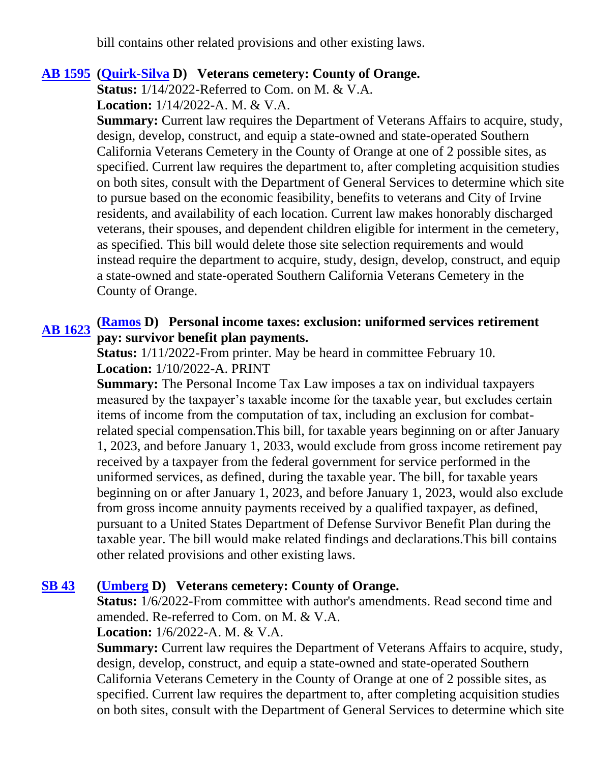bill contains other related provisions and other existing laws.

**AB 1595** **(Quirk-Silva D) Veterans cemetery: County of Orange.**

**Status:** 1/14/2022-Referred to Com. on M. & V.A.

**Location:** 1/14/2022-A. M. & V.A.

**Summary:** Current law requires the Department of Veterans Affairs to acquire, study, design, develop, construct, and equip a state-owned and state-operated Southern California Veterans Cemetery in the County of Orange at one of 2 possible sites, as specified. Current law requires the department to, after completing acquisition studies on both sites, consult with the Department of General Services to determine which site to pursue based on the economic feasibility, benefits to veterans and City of Irvine residents, and availability of each location. Current law makes honorably discharged veterans, their spouses, and dependent children eligible for interment in the cemetery, as specified. This bill would delete those site selection requirements and would instead require the department to acquire, study, design, develop, construct, and equip a state-owned and state-operated Southern California Veterans Cemetery in the County of Orange.

**AB 1623** **(Ramos D) Personal income taxes: exclusion: uniformed services retirement pay: survivor benefit plan payments.**

**Status:** 1/11/2022-From printer. May be heard in committee February 10.

**Location:** 1/10/2022-A. PRINT

**Summary:** The Personal Income Tax Law imposes a tax on individual taxpayers measured by the taxpayer's taxable income for the taxable year, but excludes certain items of income from the computation of tax, including an exclusion for combat-related special compensation.This bill, for taxable years beginning on or after January 1, 2023, and before January 1, 2033, would exclude from gross income retirement pay received by a taxpayer from the federal government for service performed in the uniformed services, as defined, during the taxable year. The bill, for taxable years beginning on or after January 1, 2023, and before January 1, 2023, would also exclude from gross income annuity payments received by a qualified taxpayer, as defined, pursuant to a United States Department of Defense Survivor Benefit Plan during the taxable year. The bill would make related findings and declarations.This bill contains other related provisions and other existing laws.

**SB 43** **(Umberg D) Veterans cemetery: County of Orange.**

**Status:** 1/6/2022-From committee with author's amendments. Read second time and amended. Re-referred to Com. on M. & V.A.

**Location:** 1/6/2022-A. M. & V.A.

**Summary:** Current law requires the Department of Veterans Affairs to acquire, study, design, develop, construct, and equip a state-owned and state-operated Southern California Veterans Cemetery in the County of Orange at one of 2 possible sites, as specified. Current law requires the department to, after completing acquisition studies on both sites, consult with the Department of General Services to determine which site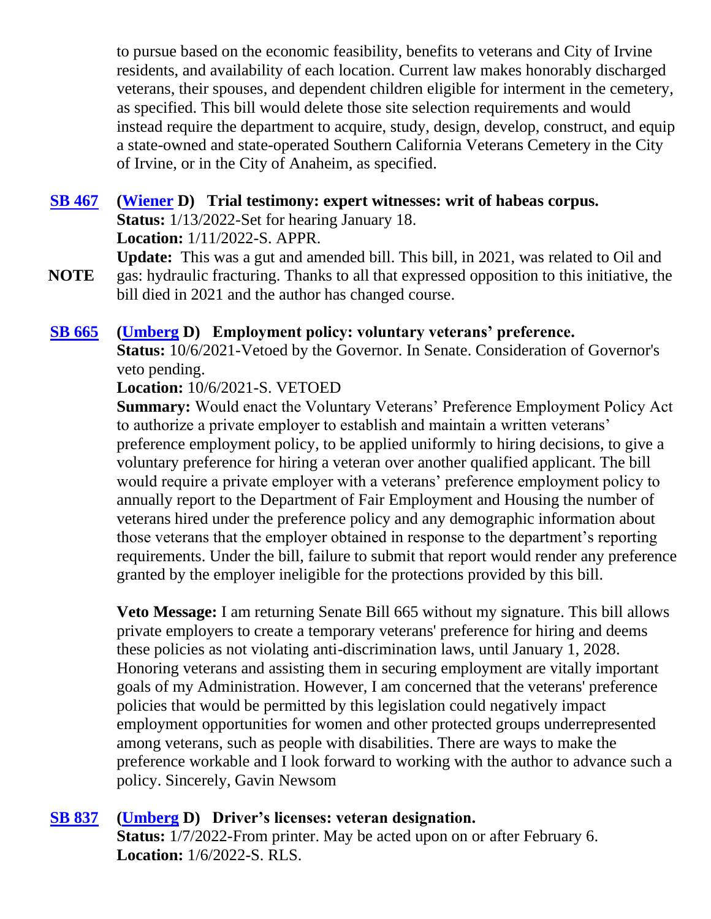to pursue based on the economic feasibility, benefits to veterans and City of Irvine residents, and availability of each location. Current law makes honorably discharged veterans, their spouses, and dependent children eligible for interment in the cemetery, as specified. This bill would delete those site selection requirements and would instead require the department to acquire, study, design, develop, construct, and equip a state-owned and state-operated Southern California Veterans Cemetery in the City of Irvine, or in the City of Anaheim, as specified.

**SB 467** **(Wiener D) Trial testimony: expert witnesses: writ of habeas corpus.**
**Status:** 1/13/2022-Set for hearing January 18.
**Location:** 1/11/2022-S. APPR.
**NOTE** **Update:** This was a gut and amended bill. This bill, in 2021, was related to Oil and gas: hydraulic fracturing. Thanks to all that expressed opposition to this initiative, the bill died in 2021 and the author has changed course.

**SB 665** **(Umberg D) Employment policy: voluntary veterans' preference.**
**Status:** 10/6/2021-Vetoed by the Governor. In Senate. Consideration of Governor's veto pending.
**Location:** 10/6/2021-S. VETOED
**Summary:** Would enact the Voluntary Veterans' Preference Employment Policy Act to authorize a private employer to establish and maintain a written veterans' preference employment policy, to be applied uniformly to hiring decisions, to give a voluntary preference for hiring a veteran over another qualified applicant. The bill would require a private employer with a veterans' preference employment policy to annually report to the Department of Fair Employment and Housing the number of veterans hired under the preference policy and any demographic information about those veterans that the employer obtained in response to the department's reporting requirements. Under the bill, failure to submit that report would render any preference granted by the employer ineligible for the protections provided by this bill.

**Veto Message:** I am returning Senate Bill 665 without my signature. This bill allows private employers to create a temporary veterans' preference for hiring and deems these policies as not violating anti-discrimination laws, until January 1, 2028. Honoring veterans and assisting them in securing employment are vitally important goals of my Administration. However, I am concerned that the veterans' preference policies that would be permitted by this legislation could negatively impact employment opportunities for women and other protected groups underrepresented among veterans, such as people with disabilities. There are ways to make the preference workable and I look forward to working with the author to advance such a policy. Sincerely, Gavin Newsom

**SB 837** **(Umberg D) Driver's licenses: veteran designation.**
**Status:** 1/7/2022-From printer. May be acted upon on or after February 6.
**Location:** 1/6/2022-S. RLS.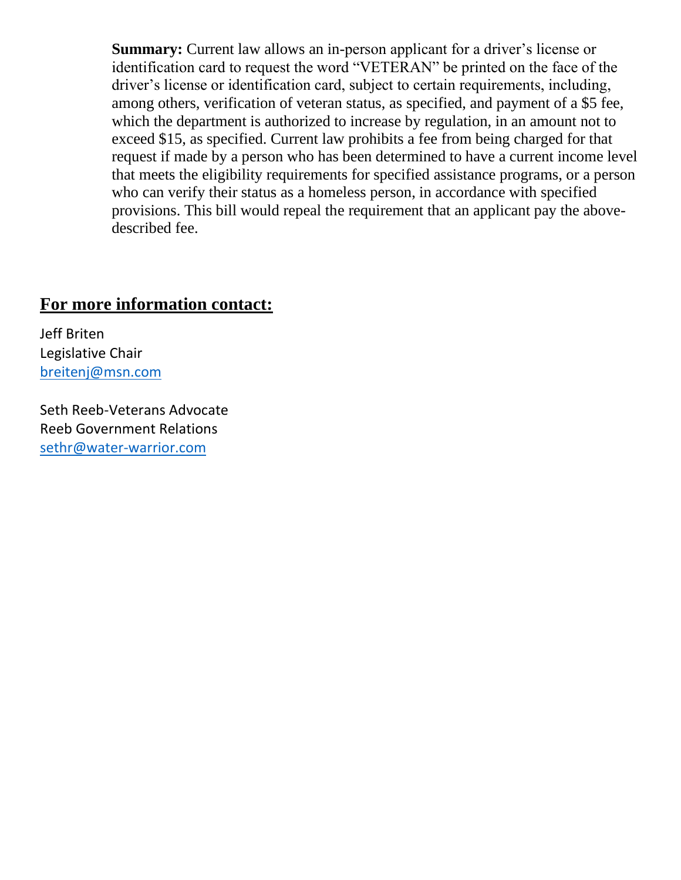**Summary:** Current law allows an in-person applicant for a driver's license or identification card to request the word "VETERAN" be printed on the face of the driver's license or identification card, subject to certain requirements, including, among others, verification of veteran status, as specified, and payment of a $5 fee, which the department is authorized to increase by regulation, in an amount not to exceed $15, as specified. Current law prohibits a fee from being charged for that request if made by a person who has been determined to have a current income level that meets the eligibility requirements for specified assistance programs, or a person who can verify their status as a homeless person, in accordance with specified provisions. This bill would repeal the requirement that an applicant pay the above-described fee.

## For more information contact:

Jeff Briten
Legislative Chair
breitenj@msn.com

Seth Reeb-Veterans Advocate
Reeb Government Relations
sethr@water-warrior.com